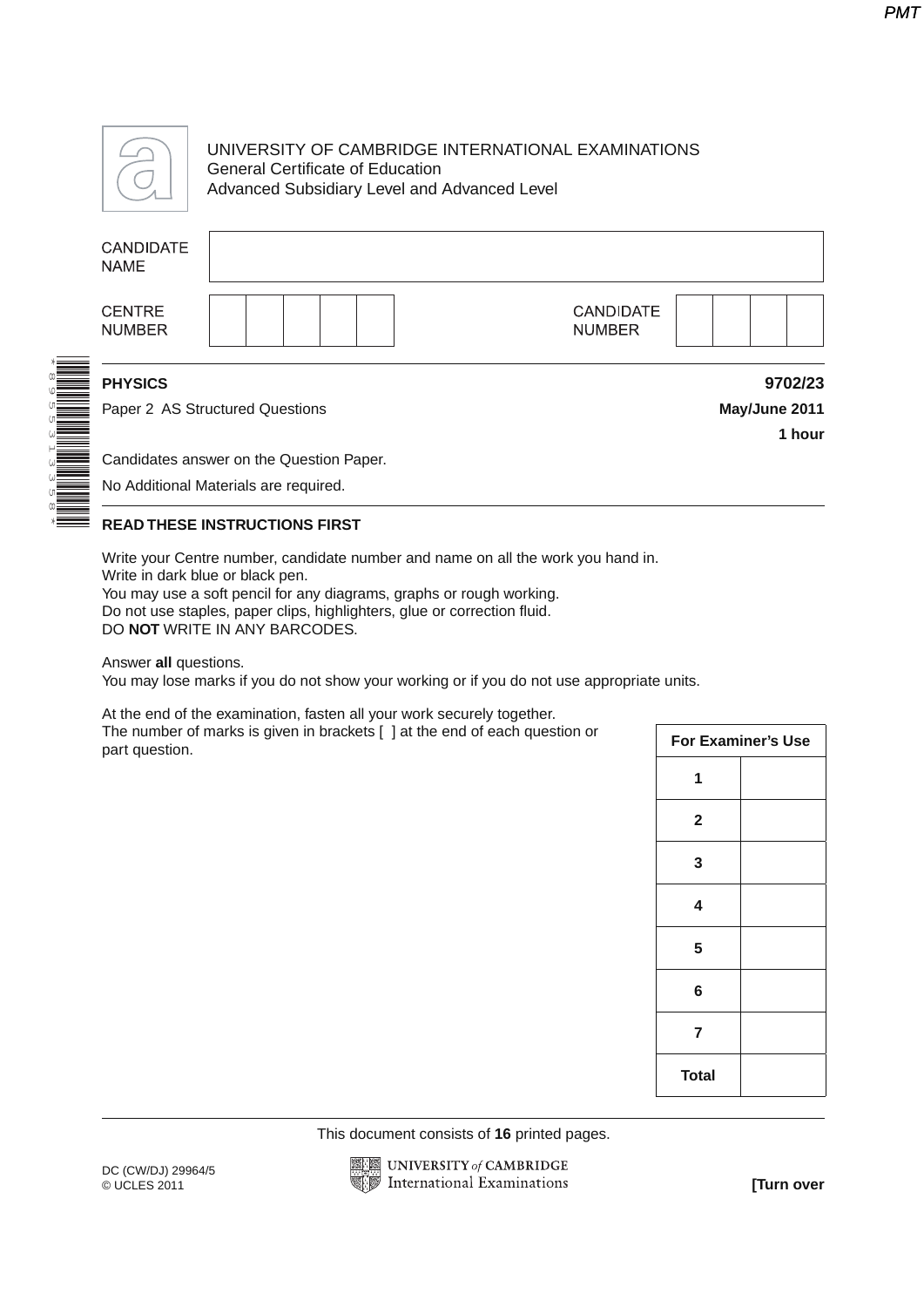UNIVERSITY OF CAMBRIDGE INTERNATIONAL EXAMINATIONS
General Certificate of Education
Advanced Subsidiary Level and Advanced Level

| CANDIDATE NAME | |
|---|---|
| CENTRE NUMBER | CANDIDATE NUMBER |

**PHYSICS** **9702/23**

Paper 2 AS Structured Questions **May/June 2011**

**1 hour**

Candidates answer on the Question Paper.

No Additional Materials are required.

**READ THESE INSTRUCTIONS FIRST**

Write your Centre number, candidate number and name on all the work you hand in.
Write in dark blue or black pen.
You may use a soft pencil for any diagrams, graphs or rough working.
Do not use staples, paper clips, highlighters, glue or correction fluid.
DO **NOT** WRITE IN ANY BARCODES.

Answer **all** questions.
You may lose marks if you do not show your working or if you do not use appropriate units.

At the end of the examination, fasten all your work securely together.
The number of marks is given in brackets [ ] at the end of each question or part question.

| For Examiner's Use | |
|---|---|
| 1 | |
| 2 | |
| 3 | |
| 4 | |
| 5 | |
| 6 | |
| 7 | |
| Total | |

This document consists of **16** printed pages.

DC (CW/DJ) 29964/5
© UCLES 2011

**[Turn over**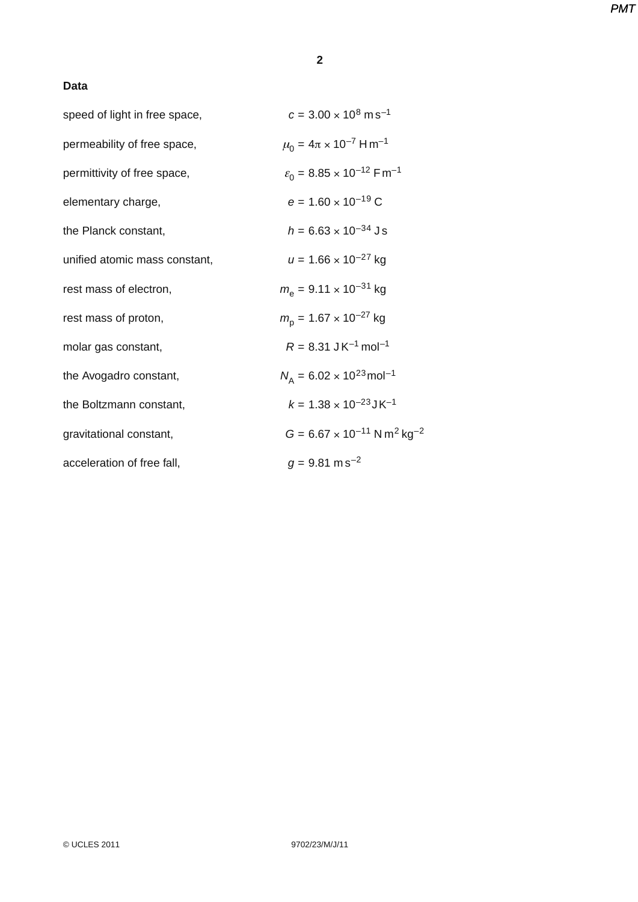**Data**

speed of light in free space, $c = 3.00 \times 10^{8}\ \text{m s}^{-1}$

permeability of free space, $\mu_0 = 4\pi \times 10^{-7}\ \text{H m}^{-1}$

permittivity of free space, $\varepsilon_0 = 8.85 \times 10^{-12}\ \text{F m}^{-1}$

elementary charge, $e = 1.60 \times 10^{-19}\ \text{C}$

the Planck constant, $h = 6.63 \times 10^{-34}\ \text{J s}$

unified atomic mass constant, $u = 1.66 \times 10^{-27}\ \text{kg}$

rest mass of electron, $m_e = 9.11 \times 10^{-31}\ \text{kg}$

rest mass of proton, $m_p = 1.67 \times 10^{-27}\ \text{kg}$

molar gas constant, $R = 8.31\ \text{J K}^{-1}\ \text{mol}^{-1}$

the Avogadro constant, $N_A = 6.02 \times 10^{23}\ \text{mol}^{-1}$

the Boltzmann constant, $k = 1.38 \times 10^{-23}\ \text{J K}^{-1}$

gravitational constant, $G = 6.67 \times 10^{-11}\ \text{N m}^2\ \text{kg}^{-2}$

acceleration of free fall, $g = 9.81\ \text{m s}^{-2}$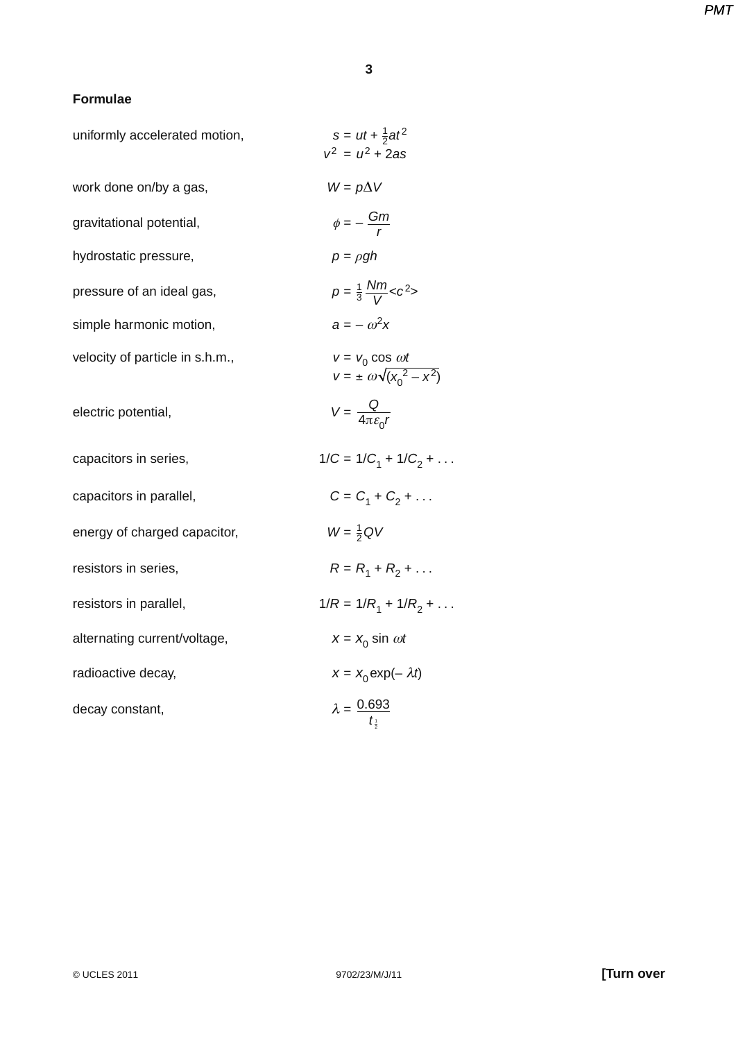**Formulae**

| | |
|---|---|
| uniformly accelerated motion, | $s = ut + \frac{1}{2}at^2$ |
| | $v^2 = u^2 + 2as$ |
| work done on/by a gas, | $W = p\Delta V$ |
| gravitational potential, | $\phi = -\dfrac{Gm}{r}$ |
| hydrostatic pressure, | $p = \rho gh$ |
| pressure of an ideal gas, | $p = \frac{1}{3}\dfrac{Nm}{V}\langle c^2\rangle$ |
| simple harmonic motion, | $a = -\omega^2 x$ |
| velocity of particle in s.h.m., | $v = v_0 \cos \omega t$ |
| | $v = \pm\, \omega\sqrt{(x_0^{\,2} - x^2)}$ |
| electric potential, | $V = \dfrac{Q}{4\pi\varepsilon_0 r}$ |
| capacitors in series, | $1/C = 1/C_1 + 1/C_2 + \ldots$ |
| capacitors in parallel, | $C = C_1 + C_2 + \ldots$ |
| energy of charged capacitor, | $W = \frac{1}{2}QV$ |
| resistors in series, | $R = R_1 + R_2 + \ldots$ |
| resistors in parallel, | $1/R = 1/R_1 + 1/R_2 + \ldots$ |
| alternating current/voltage, | $x = x_0 \sin \omega t$ |
| radioactive decay, | $x = x_0 \exp(-\lambda t)$ |
| decay constant, | $\lambda = \dfrac{0.693}{t_{\frac{1}{2}}}$ |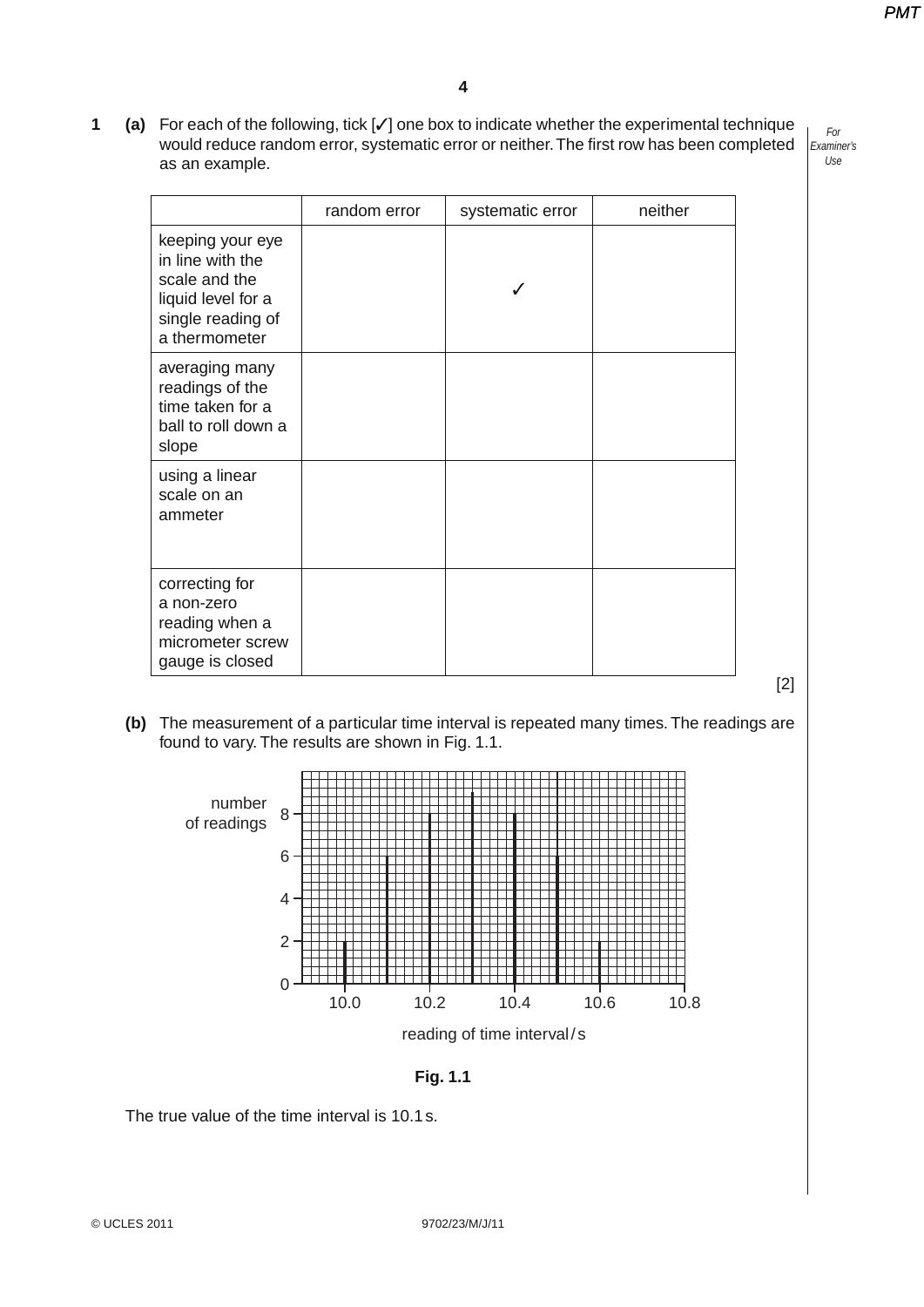**1** **(a)** For each of the following, tick [✓] one box to indicate whether the experimental technique would reduce random error, systematic error or neither. The first row has been completed as an example.

| | random error | systematic error | neither |
|---|---|---|---|
| keeping your eye in line with the scale and the liquid level for a single reading of a thermometer | | ✓ | |
| averaging many readings of the time taken for a ball to roll down a slope | | | |
| using a linear scale on an ammeter | | | |
| correcting for a non-zero reading when a micrometer screw gauge is closed | | | |

[2]

**(b)** The measurement of a particular time interval is repeated many times. The readings are found to vary. The results are shown in Fig. 1.1.

| reading of time interval / s | 10.0 | 10.1 | 10.2 | 10.3 | 10.4 | 10.5 | 10.6 |
|---|---|---|---|---|---|---|---|
| number of readings | 2 | 6 | 8 | 9 | 8 | 6 | 2 |

**Fig. 1.1**

The true value of the time interval is 10.1 s.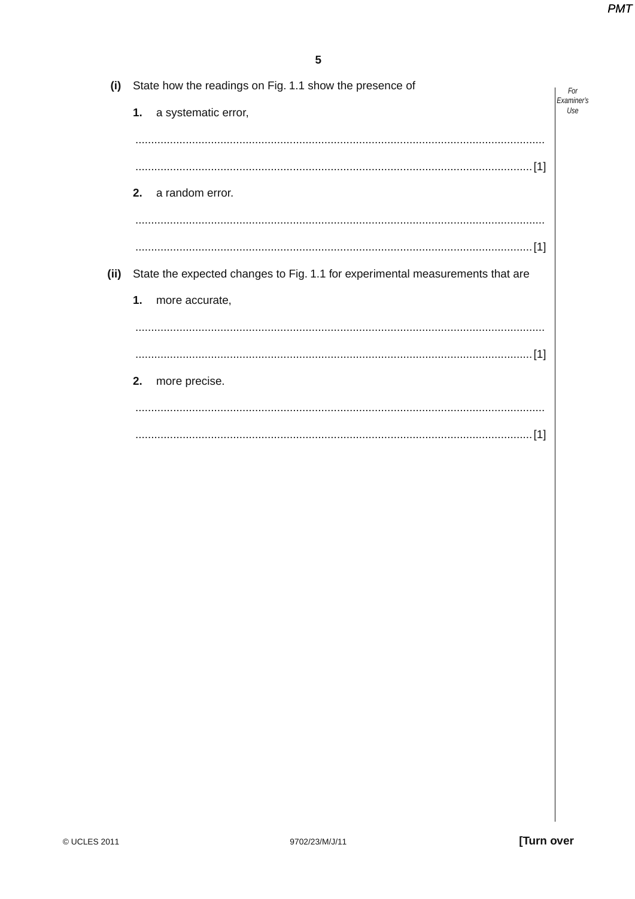**(i)** State how the readings on Fig. 1.1 show the presence of

**1.** a systematic error,

..............................................................................................................................

.......................................................................................................................... [1]

**2.** a random error.

..............................................................................................................................

.......................................................................................................................... [1]

**(ii)** State the expected changes to Fig. 1.1 for experimental measurements that are

**1.** more accurate,

..............................................................................................................................

.......................................................................................................................... [1]

**2.** more precise.

..............................................................................................................................

.......................................................................................................................... [1]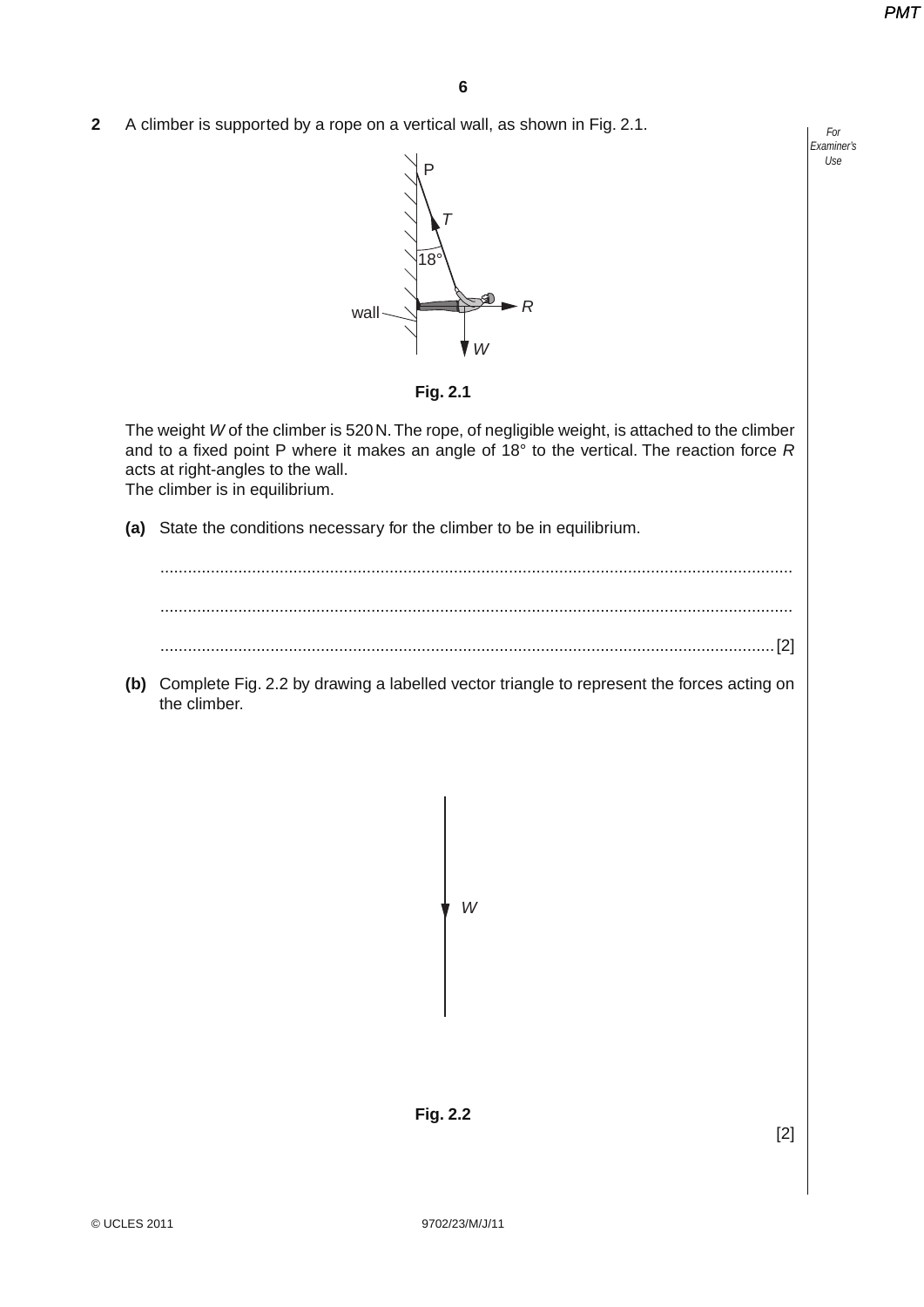**2** A climber is supported by a rope on a vertical wall, as shown in Fig. 2.1.

Fig. 2.1

The weight $W$ of the climber is 520 N. The rope, of negligible weight, is attached to the climber and to a fixed point P where it makes an angle of 18° to the vertical. The reaction force $R$ acts at right-angles to the wall.
The climber is in equilibrium.

**(a)** State the conditions necessary for the climber to be in equilibrium.

..........................................................................................................................................

..........................................................................................................................................

.................................................................................................................................... [2]

**(b)** Complete Fig. 2.2 by drawing a labelled vector triangle to represent the forces acting on the climber.

Fig. 2.2

[2]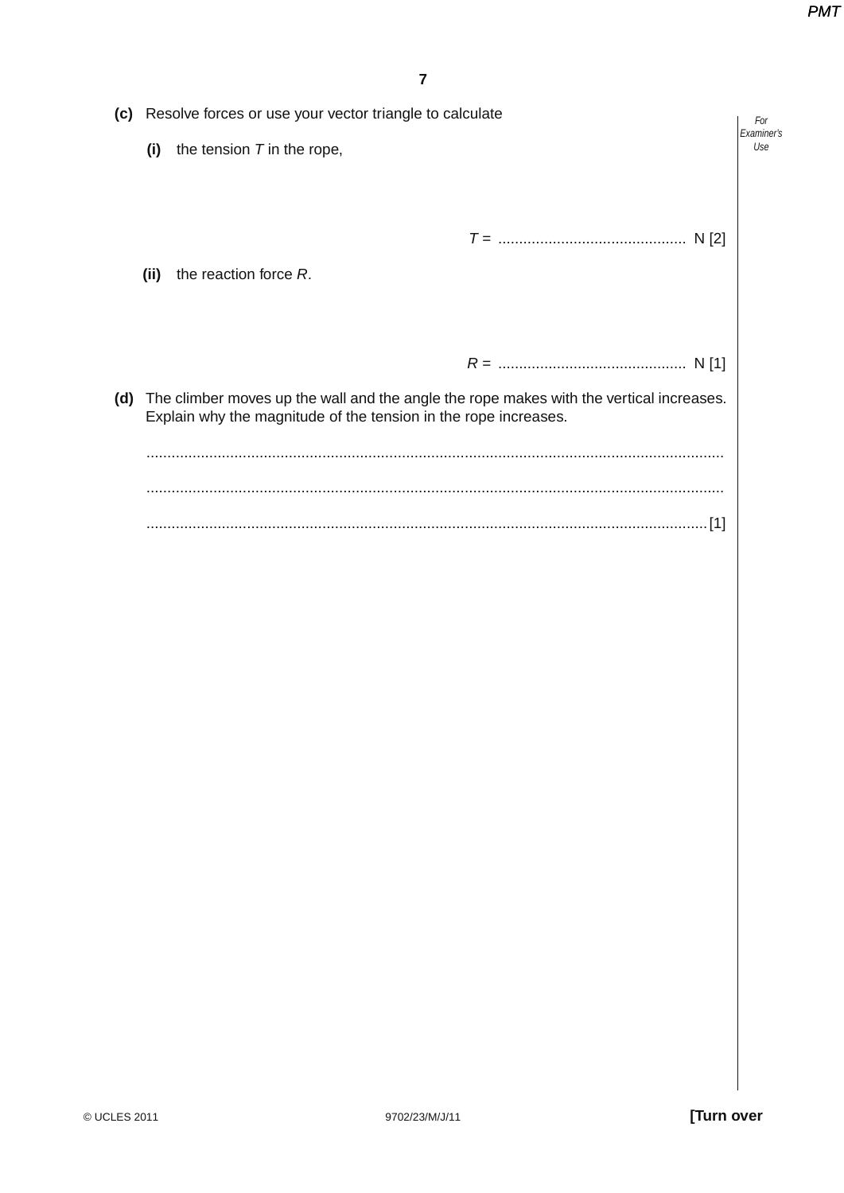**(c)** Resolve forces or use your vector triangle to calculate

**(i)** the tension $T$ in the rope,

$T$ = ............................................. N [2]

**(ii)** the reaction force $R$.

$R$ = ............................................. N [1]

**(d)** The climber moves up the wall and the angle the rope makes with the vertical increases. Explain why the magnitude of the tension in the rope increases.

..........................................................................................................................................

..........................................................................................................................................

.......................................................................................................................................[1]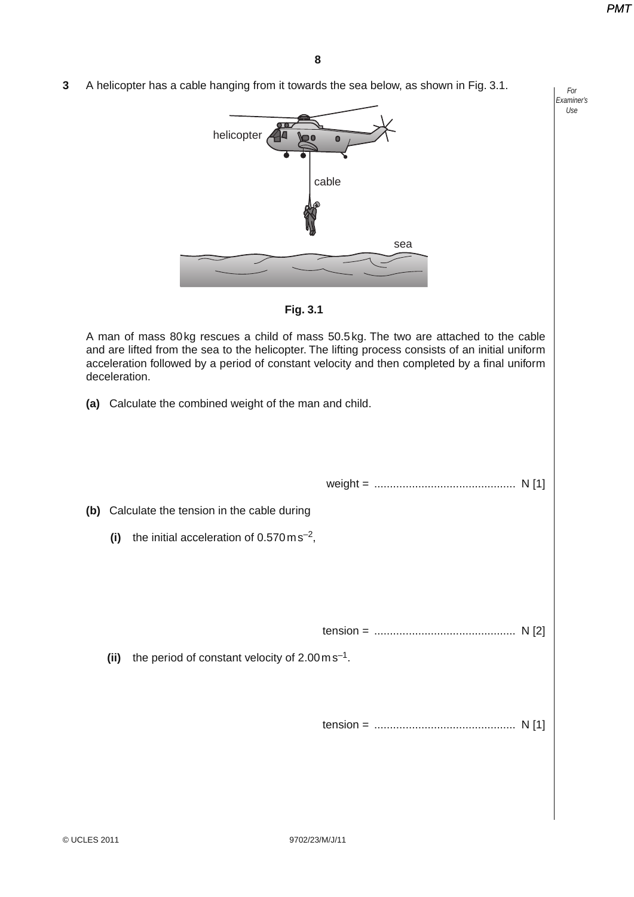**3** A helicopter has a cable hanging from it towards the sea below, as shown in Fig. 3.1.

helicopter

cable

sea

**Fig. 3.1**

A man of mass 80 kg rescues a child of mass 50.5 kg. The two are attached to the cable and are lifted from the sea to the helicopter. The lifting process consists of an initial uniform acceleration followed by a period of constant velocity and then completed by a final uniform deceleration.

**(a)** Calculate the combined weight of the man and child.

weight = ............................................ N [1]

**(b)** Calculate the tension in the cable during

**(i)** the initial acceleration of 0.570 m s$^{-2}$,

tension = ............................................ N [2]

**(ii)** the period of constant velocity of 2.00 m s$^{-1}$.

tension = ............................................ N [1]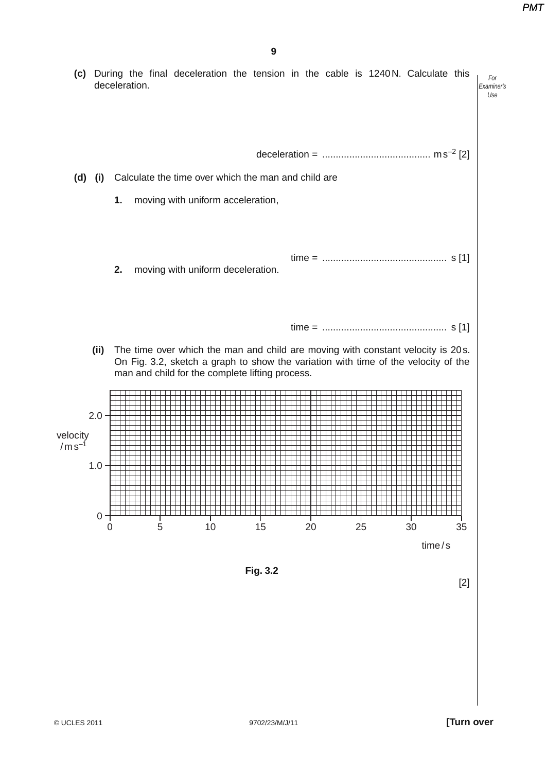**(c)** During the final deceleration the tension in the cable is 1240 N. Calculate this deceleration.

deceleration = ........................................ m s$^{-2}$ [2]

**(d) (i)** Calculate the time over which the man and child are

**1.** moving with uniform acceleration,

time = .............................................. s [1]

**2.** moving with uniform deceleration.

time = .............................................. s [1]

**(ii)** The time over which the man and child are moving with constant velocity is 20 s. On Fig. 3.2, sketch a graph to show the variation with time of the velocity of the man and child for the complete lifting process.

velocity / m s$^{-1}$ (axis: 0, 1.0, 2.0)

time / s (axis: 0, 5, 10, 15, 20, 25, 30, 35)

**Fig. 3.2**

[2]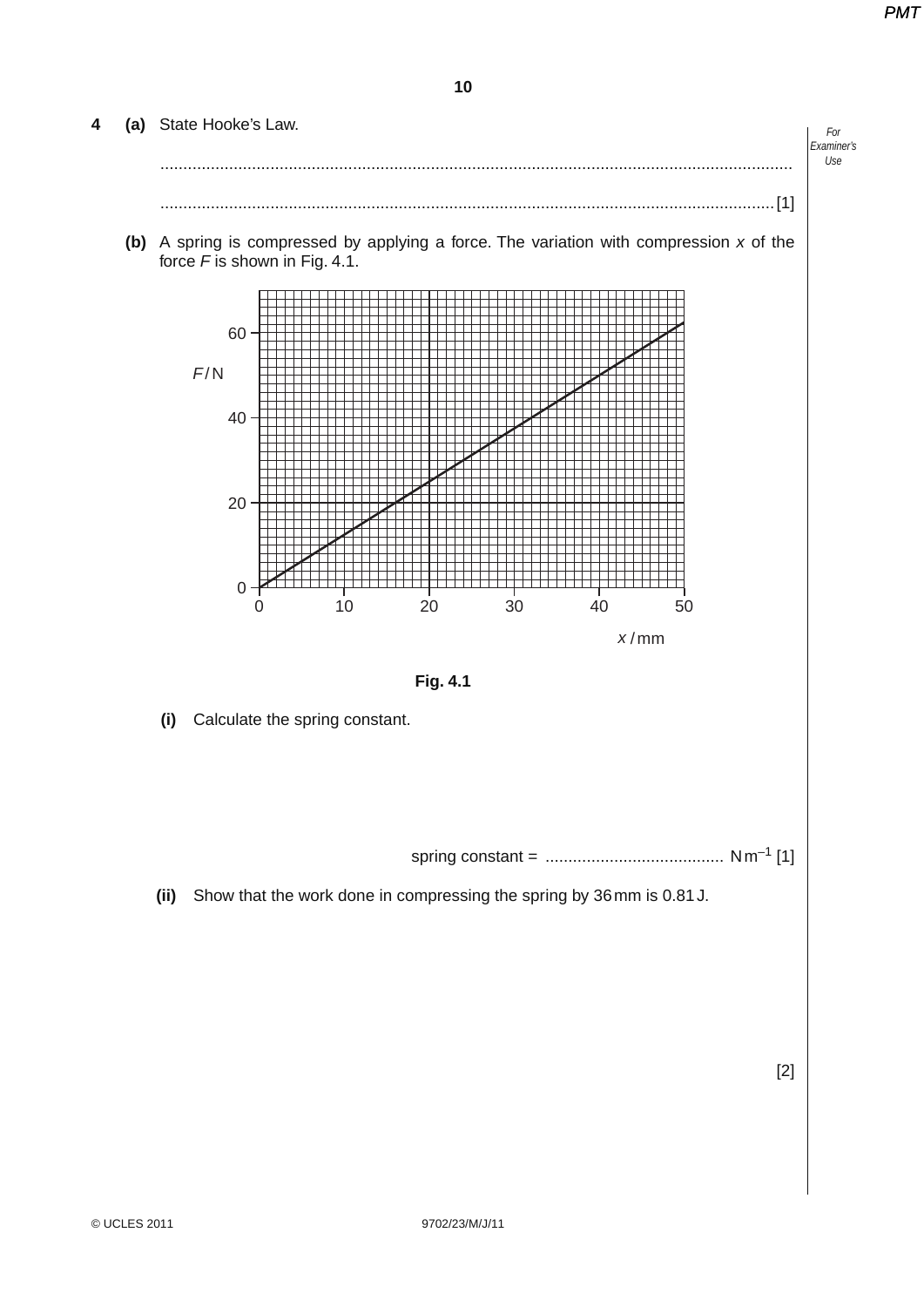4 **(a)** State Hooke's Law.

..........................................................................................................................................

.......................................................................................................................................... [1]

**(b)** A spring is compressed by applying a force. The variation with compression $x$ of the force $F$ is shown in Fig. 4.1.

**Fig. 4.1**

**(i)** Calculate the spring constant.

spring constant = ....................................... $N m^{-1}$ [1]

**(ii)** Show that the work done in compressing the spring by 36 mm is 0.81 J.

[2]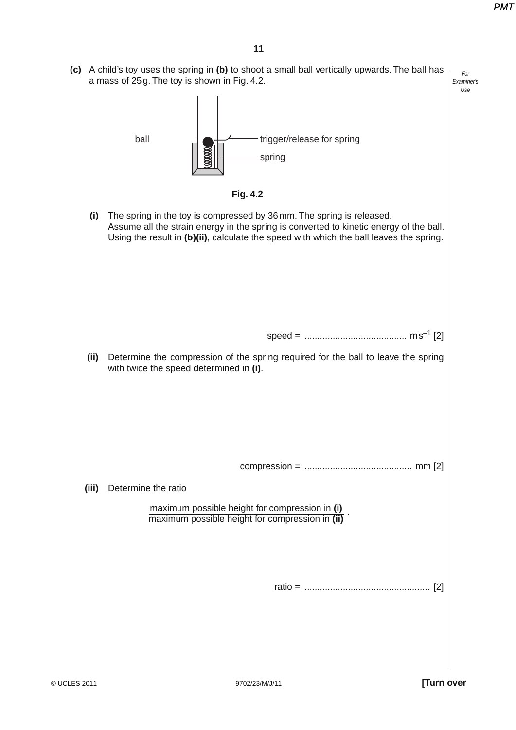**(c)** A child's toy uses the spring in **(b)** to shoot a small ball vertically upwards. The ball has a mass of 25 g. The toy is shown in Fig. 4.2.

ball — trigger/release for spring — spring

**Fig. 4.2**

**(i)** The spring in the toy is compressed by 36 mm. The spring is released.
Assume all the strain energy in the spring is converted to kinetic energy of the ball.
Using the result in **(b)(ii)**, calculate the speed with which the ball leaves the spring.

speed = ........................................ $m\,s^{-1}$ [2]

**(ii)** Determine the compression of the spring required for the ball to leave the spring with twice the speed determined in **(i)**.

compression = .......................................... mm [2]

**(iii)** Determine the ratio

$$\frac{\text{maximum possible height for compression in (i)}}{\text{maximum possible height for compression in (ii)}}.$$

ratio = ................................................ [2]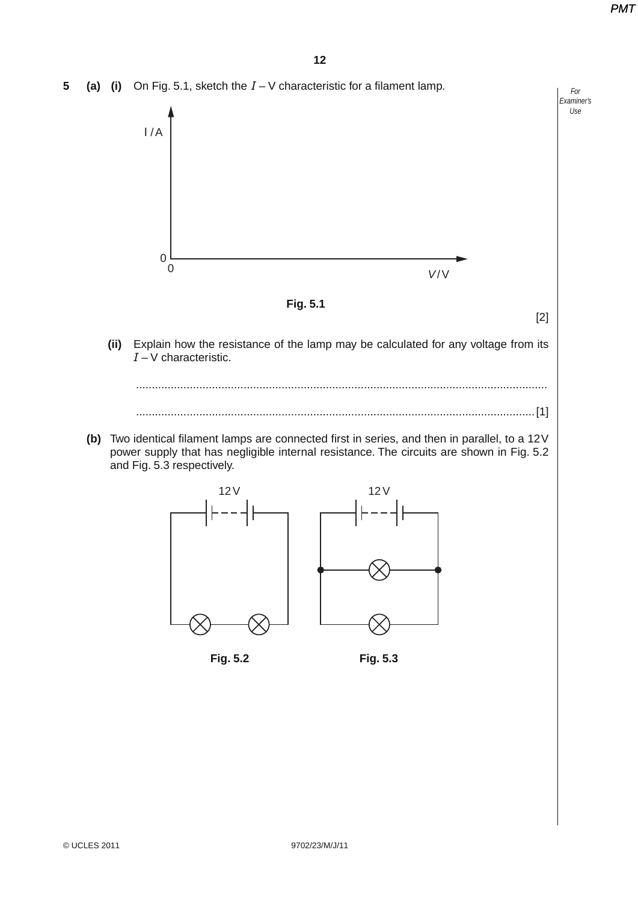**5** **(a)** **(i)** On Fig. 5.1, sketch the $I$ – V characteristic for a filament lamp.

I / A

0
0 $V$ / V

**Fig. 5.1**

[2]

**(ii)** Explain how the resistance of the lamp may be calculated for any voltage from its $I$ – V characteristic.

..................................................................................................................................

.............................................................................................................................. [1]

**(b)** Two identical filament lamps are connected first in series, and then in parallel, to a 12 V power supply that has negligible internal resistance. The circuits are shown in Fig. 5.2 and Fig. 5.3 respectively.

12 V 12 V

**Fig. 5.2** **Fig. 5.3**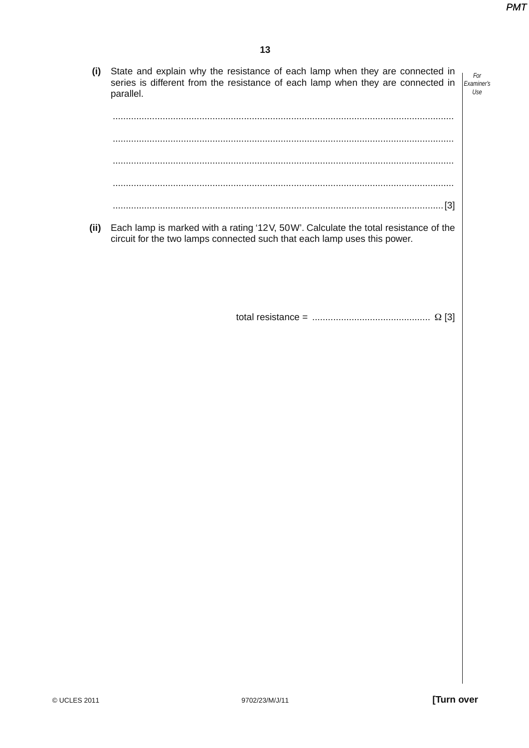**(i)** State and explain why the resistance of each lamp when they are connected in series is different from the resistance of each lamp when they are connected in parallel.

..........................................................................................................................................

..........................................................................................................................................

..........................................................................................................................................

..........................................................................................................................................

..................................................................................................................................... [3]

**(ii)** Each lamp is marked with a rating '12 V, 50 W'. Calculate the total resistance of the circuit for the two lamps connected such that each lamp uses this power.

total resistance = ............................................. $\Omega$ [3]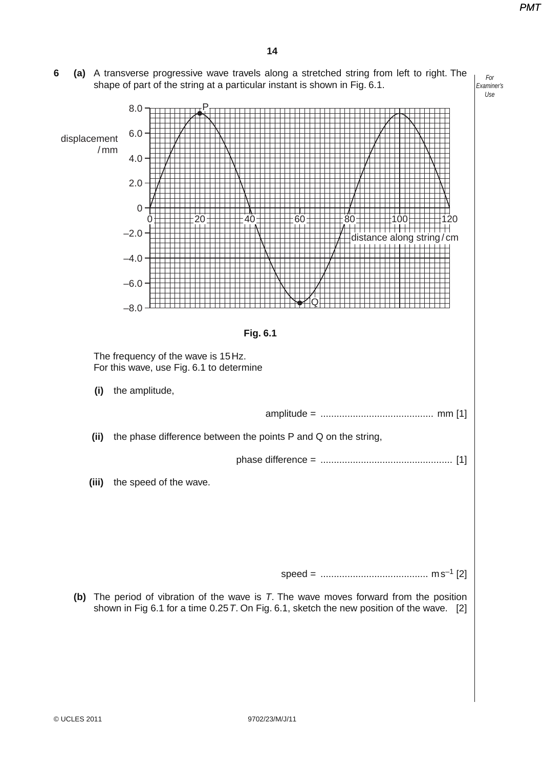**6** **(a)** A transverse progressive wave travels along a stretched string from left to right. The shape of part of the string at a particular instant is shown in Fig. 6.1.

**Fig. 6.1**

The frequency of the wave is 15 Hz.
For this wave, use Fig. 6.1 to determine

**(i)** the amplitude,

amplitude = .......................................... mm [1]

**(ii)** the phase difference between the points P and Q on the string,

phase difference = ................................................ [1]

**(iii)** the speed of the wave.

speed = ........................................ $m s^{-1}$ [2]

**(b)** The period of vibration of the wave is $T$. The wave moves forward from the position shown in Fig 6.1 for a time $0.25T$. On Fig. 6.1, sketch the new position of the wave. [2]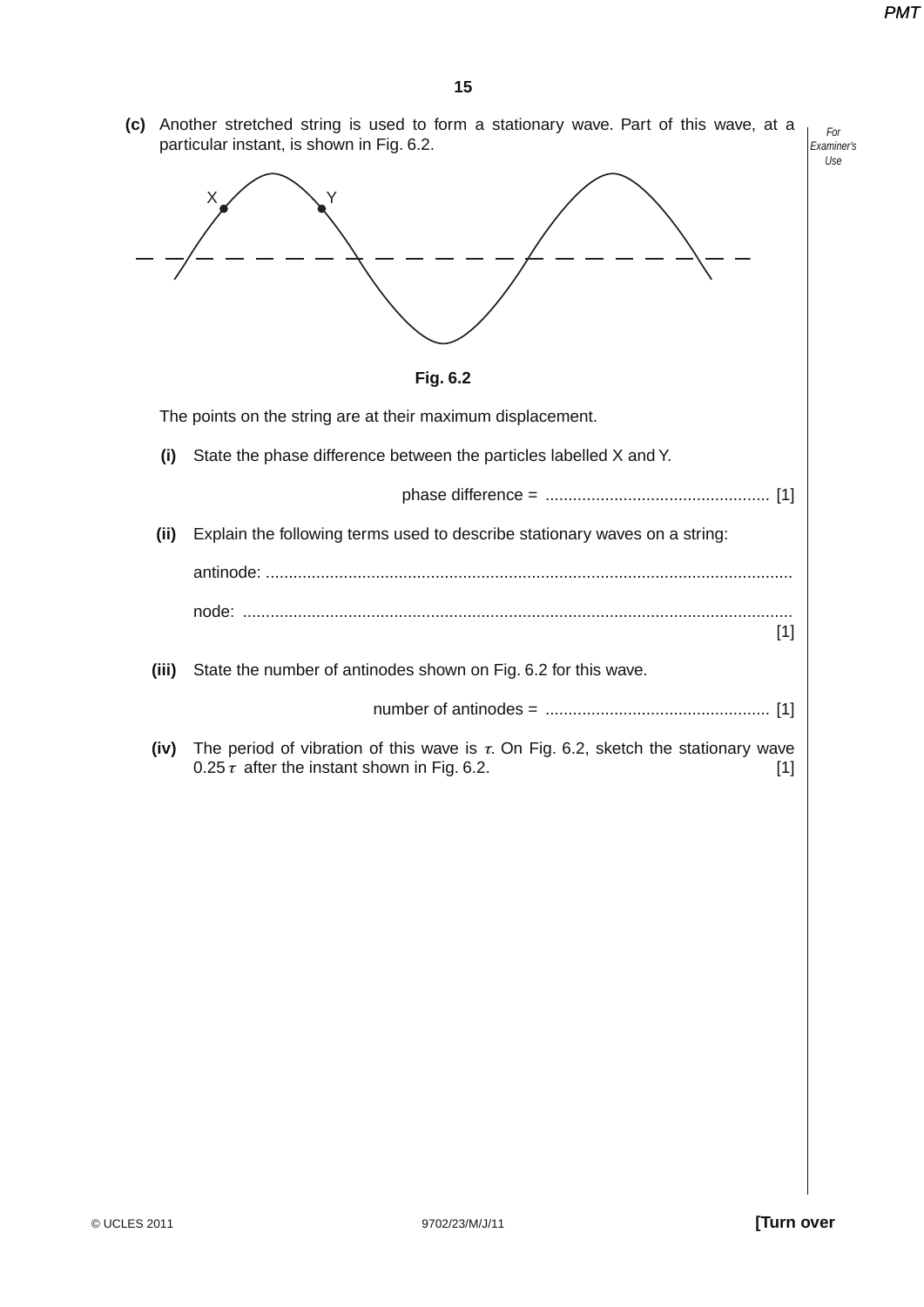**(c)** Another stretched string is used to form a stationary wave. Part of this wave, at a particular instant, is shown in Fig. 6.2.

Fig. 6.2

The points on the string are at their maximum displacement.

**(i)** State the phase difference between the particles labelled X and Y.

phase difference = ................................................. [1]

**(ii)** Explain the following terms used to describe stationary waves on a string:

antinode: ...................................................................................................................

node: ........................................................................................................................
[1]

**(iii)** State the number of antinodes shown on Fig. 6.2 for this wave.

number of antinodes = ................................................. [1]

**(iv)** The period of vibration of this wave is $\tau$. On Fig. 6.2, sketch the stationary wave $0.25\tau$ after the instant shown in Fig. 6.2. [1]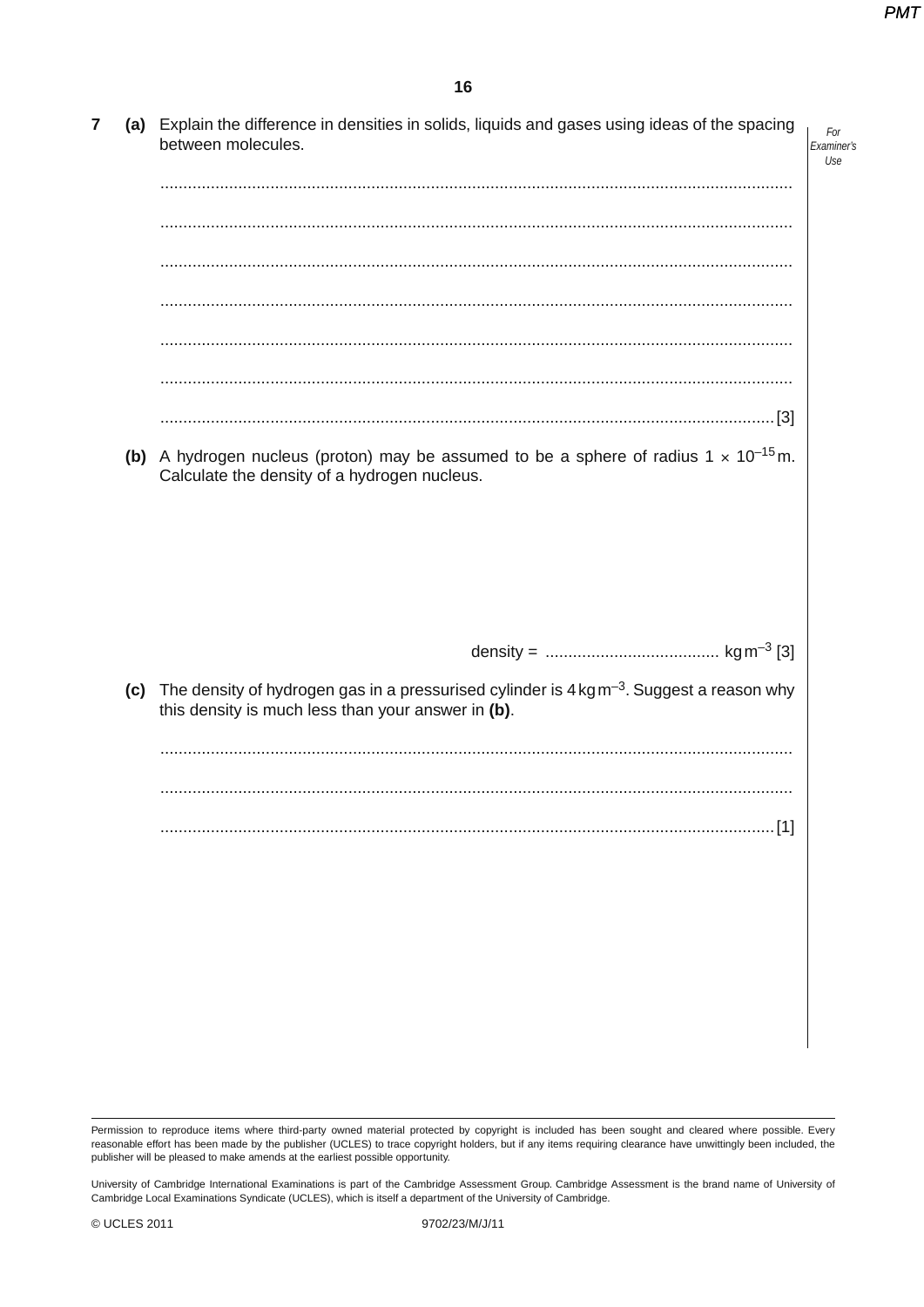**7** **(a)** Explain the difference in densities in solids, liquids and gases using ideas of the spacing between molecules.

..........................................................................................................................................

..........................................................................................................................................

..........................................................................................................................................

..........................................................................................................................................

..........................................................................................................................................

..........................................................................................................................................

.................................................................................................................................... [3]

**(b)** A hydrogen nucleus (proton) may be assumed to be a sphere of radius $1 \times 10^{-15}$ m. Calculate the density of a hydrogen nucleus.

density = ...................................... $kg\,m^{-3}$ [3]

**(c)** The density of hydrogen gas in a pressurised cylinder is $4\,kg\,m^{-3}$. Suggest a reason why this density is much less than your answer in **(b)**.

..........................................................................................................................................

..........................................................................................................................................

.................................................................................................................................... [1]

Permission to reproduce items where third-party owned material protected by copyright is included has been sought and cleared where possible. Every reasonable effort has been made by the publisher (UCLES) to trace copyright holders, but if any items requiring clearance have unwittingly been included, the publisher will be pleased to make amends at the earliest possible opportunity.

University of Cambridge International Examinations is part of the Cambridge Assessment Group. Cambridge Assessment is the brand name of University of Cambridge Local Examinations Syndicate (UCLES), which is itself a department of the University of Cambridge.

© UCLES 2011 9702/23/M/J/11